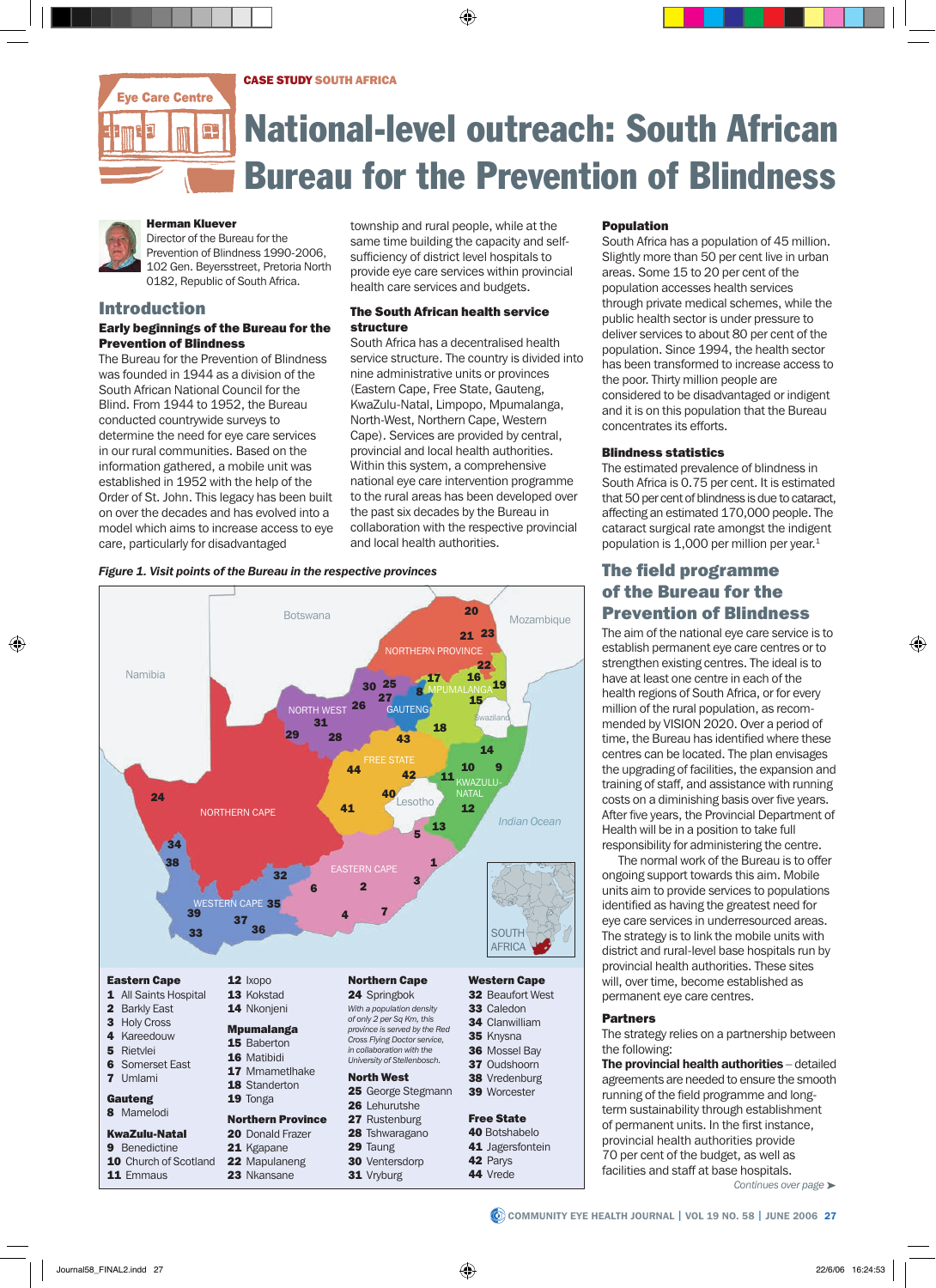CASE STUDY SOUTH AFRICA

# National-level outreach: South African Bureau for the Prevention of Blindness

**Herman Kluever**
Director of the Bureau for the Prevention of Blindness 1990-2006, 102 Gen. Beyersstreet, Pretoria North 0182, Republic of South Africa.

## Introduction

### Early beginnings of the Bureau for the Prevention of Blindness

The Bureau for the Prevention of Blindness was founded in 1944 as a division of the South African National Council for the Blind. From 1944 to 1952, the Bureau conducted countrywide surveys to determine the need for eye care services in our rural communities. Based on the information gathered, a mobile unit was established in 1952 with the help of the Order of St. John. This legacy has been built on over the decades and has evolved into a model which aims to increase access to eye care, particularly for disadvantaged township and rural people, while at the same time building the capacity and self-sufficiency of district level hospitals to provide eye care services within provincial health care services and budgets.

### The South African health service structure

South Africa has a decentralised health service structure. The country is divided into nine administrative units or provinces (Eastern Cape, Free State, Gauteng, KwaZulu-Natal, Limpopo, Mpumalanga, North-West, Northern Cape, Western Cape). Services are provided by central, provincial and local health authorities. Within this system, a comprehensive national eye care intervention programme to the rural areas has been developed over the past six decades by the Bureau in collaboration with the respective provincial and local health authorities.

### Population

South Africa has a population of 45 million. Slightly more than 50 per cent live in urban areas. Some 15 to 20 per cent of the population accesses health services through private medical schemes, while the public health sector is under pressure to deliver services to about 80 per cent of the population. Since 1994, the health sector has been transformed to increase access to the poor. Thirty million people are considered to be disadvantaged or indigent and it is on this population that the Bureau concentrates its efforts.

### Blindness statistics

The estimated prevalence of blindness in South Africa is 0.75 per cent. It is estimated that 50 per cent of blindness is due to cataract, affecting an estimated 170,000 people. The cataract surgical rate amongst the indigent population is 1,000 per million per year.[1]

*Figure 1. Visit points of the Bureau in the respective provinces*

| Eastern Cape | | Northern Cape | Western Cape |
|---|---|---|---|
| 1 All Saints Hospital | 12 Ixopo | 24 Springbok | 32 Beaufort West |
| 2 Barkly East | 13 Kokstad | *With a population density of only 2 per Sq Km, this province is served by the Red Cross Flying Doctor service, in collaboration with the University of Stellenbosch.* | 33 Caledon |
| 3 Holy Cross | 14 Nkonjeni | | 34 Clanwilliam |
| 4 Kareedouw | **Mpumalanga** | | 35 Knysna |
| 5 Rietvlei | 15 Baberton | | 36 Mossel Bay |
| 6 Somerset East | 16 Matibidi | | 37 Oudshoorn |
| 7 Umlami | 17 Mmametlhake | **North West** | 38 Vredenburg |
| **Gauteng** | 18 Standerton | 25 George Stegmann | 39 Worcester |
| 8 Mamelodi | 19 Tonga | 26 Lehurutshe | **Free State** |
| **KwaZulu-Natal** | **Northern Province** | 27 Rustenburg | 40 Botshabelo |
| 9 Benedictine | 20 Donald Frazer | 28 Tshwaragano | 41 Jagersfontein |
| 10 Church of Scotland | 21 Kgapane | 29 Taung | 42 Parys |
| 11 Emmaus | 22 Mapulaneng | 30 Ventersdorp | 44 Vrede |
| | 23 Nkansane | 31 Vryburg | |

## The field programme of the Bureau for the Prevention of Blindness

The aim of the national eye care service is to establish permanent eye care centres or to strengthen existing centres. The ideal is to have at least one centre in each of the health regions of South Africa, or for every million of the rural population, as recommended by VISION 2020. Over a period of time, the Bureau has identified where these centres can be located. The plan envisages the upgrading of facilities, the expansion and training of staff, and assistance with running costs on a diminishing basis over five years. After five years, the Provincial Department of Health will be in a position to take full responsibility for administering the centre.

The normal work of the Bureau is to offer ongoing support towards this aim. Mobile units aim to provide services to populations identified as having the greatest need for eye care services in underresourced areas. The strategy is to link the mobile units with district and rural-level base hospitals run by provincial health authorities. These sites will, over time, become established as permanent eye care centres.

### Partners

The strategy relies on a partnership between the following:

**The provincial health authorities** – detailed agreements are needed to ensure the smooth running of the field programme and long-term sustainability through establishment of permanent units. In the first instance, provincial health authorities provide 70 per cent of the budget, as well as facilities and staff at base hospitals.

*Continues over page ➤*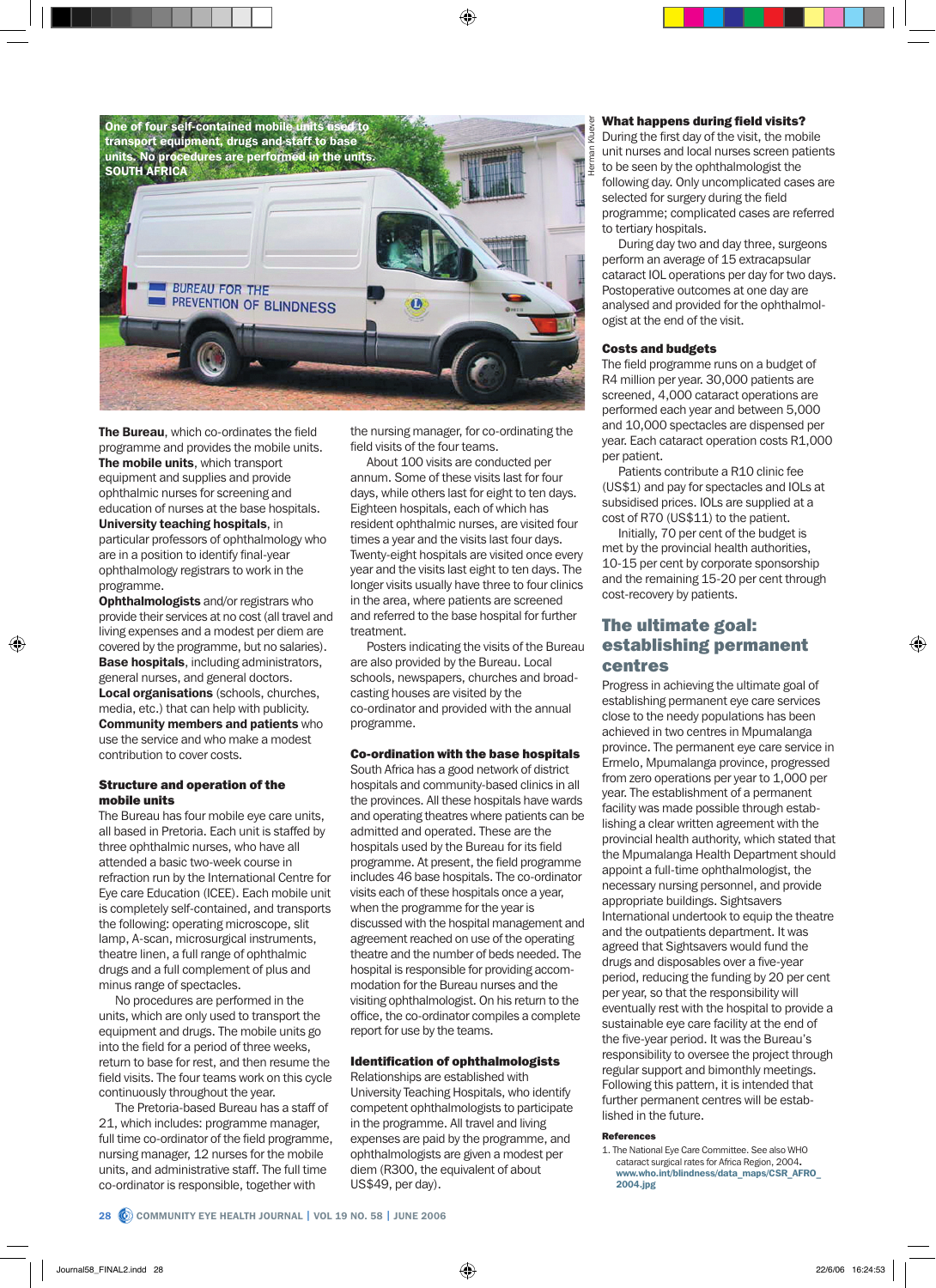One of four self-contained mobile units used to transport equipment, drugs and staff to base units. No procedures are performed in the units. SOUTH AFRICA

Herman Kluever

**The Bureau**, which co-ordinates the field programme and provides the mobile units.
**The mobile units**, which transport equipment and supplies and provide ophthalmic nurses for screening and education of nurses at the base hospitals.
**University teaching hospitals**, in particular professors of ophthalmology who are in a position to identify final-year ophthalmology registrars to work in the programme.
**Ophthalmologists** and/or registrars who provide their services at no cost (all travel and living expenses and a modest per diem are covered by the programme, but no salaries).
**Base hospitals**, including administrators, general nurses, and general doctors.
**Local organisations** (schools, churches, media, etc.) that can help with publicity.
**Community members and patients** who use the service and who make a modest contribution to cover costs.

### Structure and operation of the mobile units

The Bureau has four mobile eye care units, all based in Pretoria. Each unit is staffed by three ophthalmic nurses, who have all attended a basic two-week course in refraction run by the International Centre for Eye care Education (ICEE). Each mobile unit is completely self-contained, and transports the following: operating microscope, slit lamp, A-scan, microsurgical instruments, theatre linen, a full range of ophthalmic drugs and a full complement of plus and minus range of spectacles.

No procedures are performed in the units, which are only used to transport the equipment and drugs. The mobile units go into the field for a period of three weeks, return to base for rest, and then resume the field visits. The four teams work on this cycle continuously throughout the year.

The Pretoria-based Bureau has a staff of 21, which includes: programme manager, full time co-ordinator of the field programme, nursing manager, 12 nurses for the mobile units, and administrative staff. The full time co-ordinator is responsible, together with the nursing manager, for co-ordinating the field visits of the four teams.

About 100 visits are conducted per annum. Some of these visits last for four days, while others last for eight to ten days. Eighteen hospitals, each of which has resident ophthalmic nurses, are visited four times a year and the visits last four days. Twenty-eight hospitals are visited once every year and the visits last eight to ten days. The longer visits usually have three to four clinics in the area, where patients are screened and referred to the base hospital for further treatment.

Posters indicating the visits of the Bureau are also provided by the Bureau. Local schools, newspapers, churches and broadcasting houses are visited by the co-ordinator and provided with the annual programme.

### Co-ordination with the base hospitals

South Africa has a good network of district hospitals and community-based clinics in all the provinces. All these hospitals have wards and operating theatres where patients can be admitted and operated. These are the hospitals used by the Bureau for its field programme. At present, the field programme includes 46 base hospitals. The co-ordinator visits each of these hospitals once a year, when the programme for the year is discussed with the hospital management and agreement reached on use of the operating theatre and the number of beds needed. The hospital is responsible for providing accommodation for the Bureau nurses and the visiting ophthalmologist. On his return to the office, the co-ordinator compiles a complete report for use by the teams.

### Identification of ophthalmologists

Relationships are established with University Teaching Hospitals, who identify competent ophthalmologists to participate in the programme. All travel and living expenses are paid by the programme, and ophthalmologists are given a modest per diem (R300, the equivalent of about US$49, per day).

### What happens during field visits?

During the first day of the visit, the mobile unit nurses and local nurses screen patients to be seen by the ophthalmologist the following day. Only uncomplicated cases are selected for surgery during the field programme; complicated cases are referred to tertiary hospitals.

During day two and day three, surgeons perform an average of 15 extracapsular cataract IOL operations per day for two days. Postoperative outcomes at one day are analysed and provided for the ophthalmologist at the end of the visit.

### Costs and budgets

The field programme runs on a budget of R4 million per year. 30,000 patients are screened, 4,000 cataract operations are performed each year and between 5,000 and 10,000 spectacles are dispensed per year. Each cataract operation costs R1,000 per patient.

Patients contribute a R10 clinic fee (US$1) and pay for spectacles and IOLs at subsidised prices. IOLs are supplied at a cost of R70 (US$11) to the patient.

Initially, 70 per cent of the budget is met by the provincial health authorities, 10-15 per cent by corporate sponsorship and the remaining 15-20 per cent through cost-recovery by patients.

## The ultimate goal: establishing permanent centres

Progress in achieving the ultimate goal of establishing permanent eye care services close to the needy populations has been achieved in two centres in Mpumalanga province. The permanent eye care service in Ermelo, Mpumalanga province, progressed from zero operations per year to 1,000 per year. The establishment of a permanent facility was made possible through establishing a clear written agreement with the provincial health authority, which stated that the Mpumalanga Health Department should appoint a full-time ophthalmologist, the necessary nursing personnel, and provide appropriate buildings. Sightsavers International undertook to equip the theatre and the outpatients department. It was agreed that Sightsavers would fund the drugs and disposables over a five-year period, reducing the funding by 20 per cent per year, so that the responsibility will eventually rest with the hospital to provide a sustainable eye care facility at the end of the five-year period. It was the Bureau's responsibility to oversee the project through regular support and bimonthly meetings. Following this pattern, it is intended that further permanent centres will be established in the future.

**References**

1. The National Eye Care Committee. See also WHO cataract surgical rates for Africa Region, 2004. www.who.int/blindness/data_maps/CSR_AFRO_2004.jpg